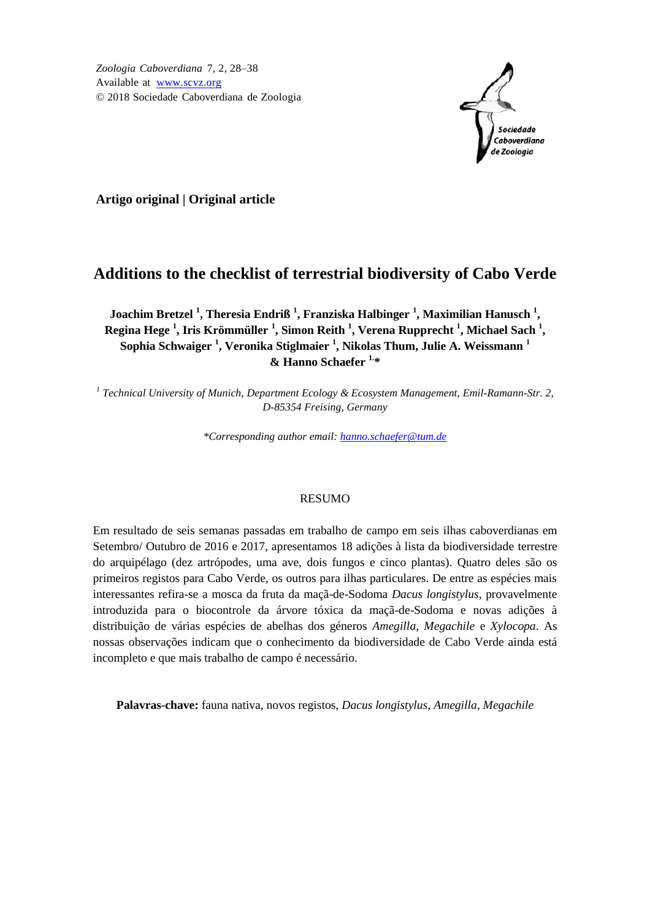Zoologia Caboverdiana 7, 2, 28–38
Available at www.scvz.org
© 2018 Sociedade Caboverdiana de Zoologia

**Artigo original | Original article**

# Additions to the checklist of terrestrial biodiversity of Cabo Verde

**Joachim Bretzel [1], Theresia Endriß [1], Franziska Halbinger [1], Maximilian Hanusch [1], Regina Hege [1], Iris Krömmüller [1], Simon Reith [1], Verena Rupprecht [1], Michael Sach [1], Sophia Schwaiger [1], Veronika Stiglmaier [1], Nikolas Thum, Julie A. Weissmann [1] & Hanno Schaefer [1,*]**

[1] *Technical University of Munich, Department Ecology & Ecosystem Management, Emil-Ramann-Str. 2, D-85354 Freising, Germany*

*\*Corresponding author email: hanno.schaefer@tum.de*

## RESUMO

Em resultado de seis semanas passadas em trabalho de campo em seis ilhas caboverdianas em Setembro/ Outubro de 2016 e 2017, apresentamos 18 adições à lista da biodiversidade terrestre do arquipélago (dez artrópodes, uma ave, dois fungos e cinco plantas). Quatro deles são os primeiros registos para Cabo Verde, os outros para ilhas particulares. De entre as espécies mais interessantes refira-se a mosca da fruta da maçã-de-Sodoma *Dacus longistylus*, provavelmente introduzida para o biocontrole da árvore tóxica da maçã-de-Sodoma e novas adições à distribuição de várias espécies de abelhas dos géneros *Amegilla*, *Megachile* e *Xylocopa*. As nossas observações indicam que o conhecimento da biodiversidade de Cabo Verde ainda está incompleto e que mais trabalho de campo é necessário.

**Palavras-chave:** fauna nativa, novos registos, *Dacus longistylus*, *Amegilla*, *Megachile*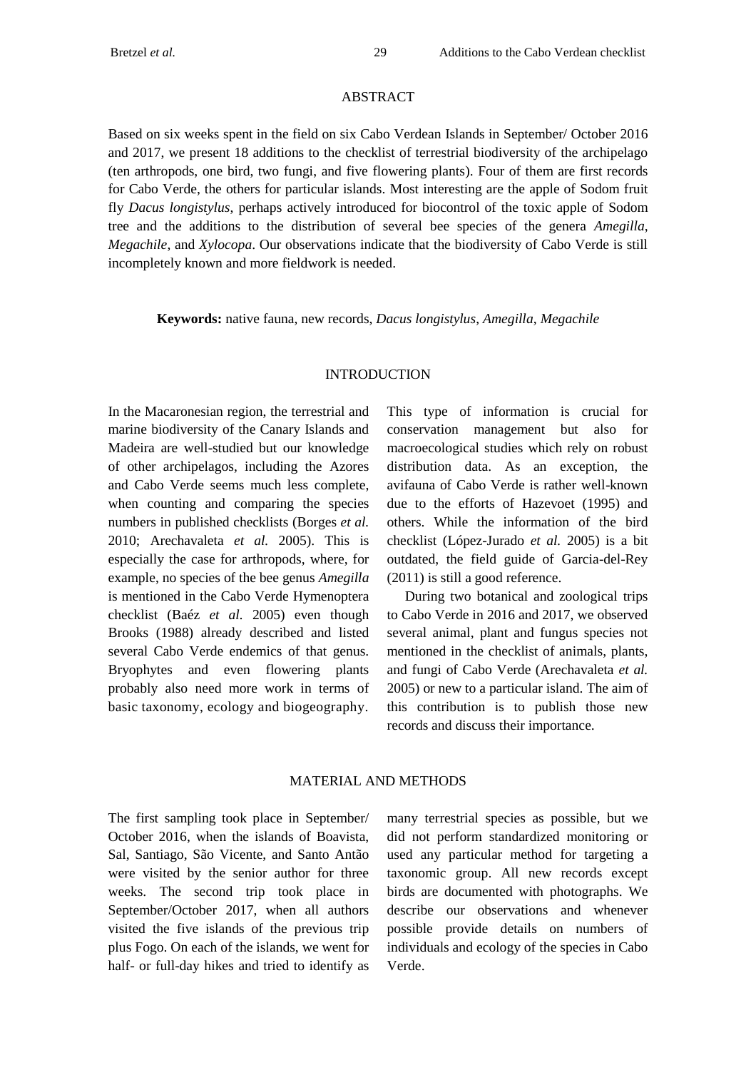## ABSTRACT

Based on six weeks spent in the field on six Cabo Verdean Islands in September/ October 2016 and 2017, we present 18 additions to the checklist of terrestrial biodiversity of the archipelago (ten arthropods, one bird, two fungi, and five flowering plants). Four of them are first records for Cabo Verde, the others for particular islands. Most interesting are the apple of Sodom fruit fly *Dacus longistylus*, perhaps actively introduced for biocontrol of the toxic apple of Sodom tree and the additions to the distribution of several bee species of the genera *Amegilla*, *Megachile*, and *Xylocopa*. Our observations indicate that the biodiversity of Cabo Verde is still incompletely known and more fieldwork is needed.

**Keywords:** native fauna, new records, *Dacus longistylus*, *Amegilla*, *Megachile*

## INTRODUCTION

In the Macaronesian region, the terrestrial and marine biodiversity of the Canary Islands and Madeira are well-studied but our knowledge of other archipelagos, including the Azores and Cabo Verde seems much less complete, when counting and comparing the species numbers in published checklists (Borges *et al.* 2010; Arechavaleta *et al.* 2005). This is especially the case for arthropods, where, for example, no species of the bee genus *Amegilla* is mentioned in the Cabo Verde Hymenoptera checklist (Baéz *et al*. 2005) even though Brooks (1988) already described and listed several Cabo Verde endemics of that genus. Bryophytes and even flowering plants probably also need more work in terms of basic taxonomy, ecology and biogeography. This type of information is crucial for conservation management but also for macroecological studies which rely on robust distribution data. As an exception, the avifauna of Cabo Verde is rather well-known due to the efforts of Hazevoet (1995) and others. While the information of the bird checklist (López-Jurado *et al.* 2005) is a bit outdated, the field guide of Garcia-del-Rey (2011) is still a good reference.

During two botanical and zoological trips to Cabo Verde in 2016 and 2017, we observed several animal, plant and fungus species not mentioned in the checklist of animals, plants, and fungi of Cabo Verde (Arechavaleta *et al.* 2005) or new to a particular island. The aim of this contribution is to publish those new records and discuss their importance.

## MATERIAL AND METHODS

The first sampling took place in September/ October 2016, when the islands of Boavista, Sal, Santiago, São Vicente, and Santo Antão were visited by the senior author for three weeks. The second trip took place in September/October 2017, when all authors visited the five islands of the previous trip plus Fogo. On each of the islands, we went for half- or full-day hikes and tried to identify as many terrestrial species as possible, but we did not perform standardized monitoring or used any particular method for targeting a taxonomic group. All new records except birds are documented with photographs. We describe our observations and whenever possible provide details on numbers of individuals and ecology of the species in Cabo Verde.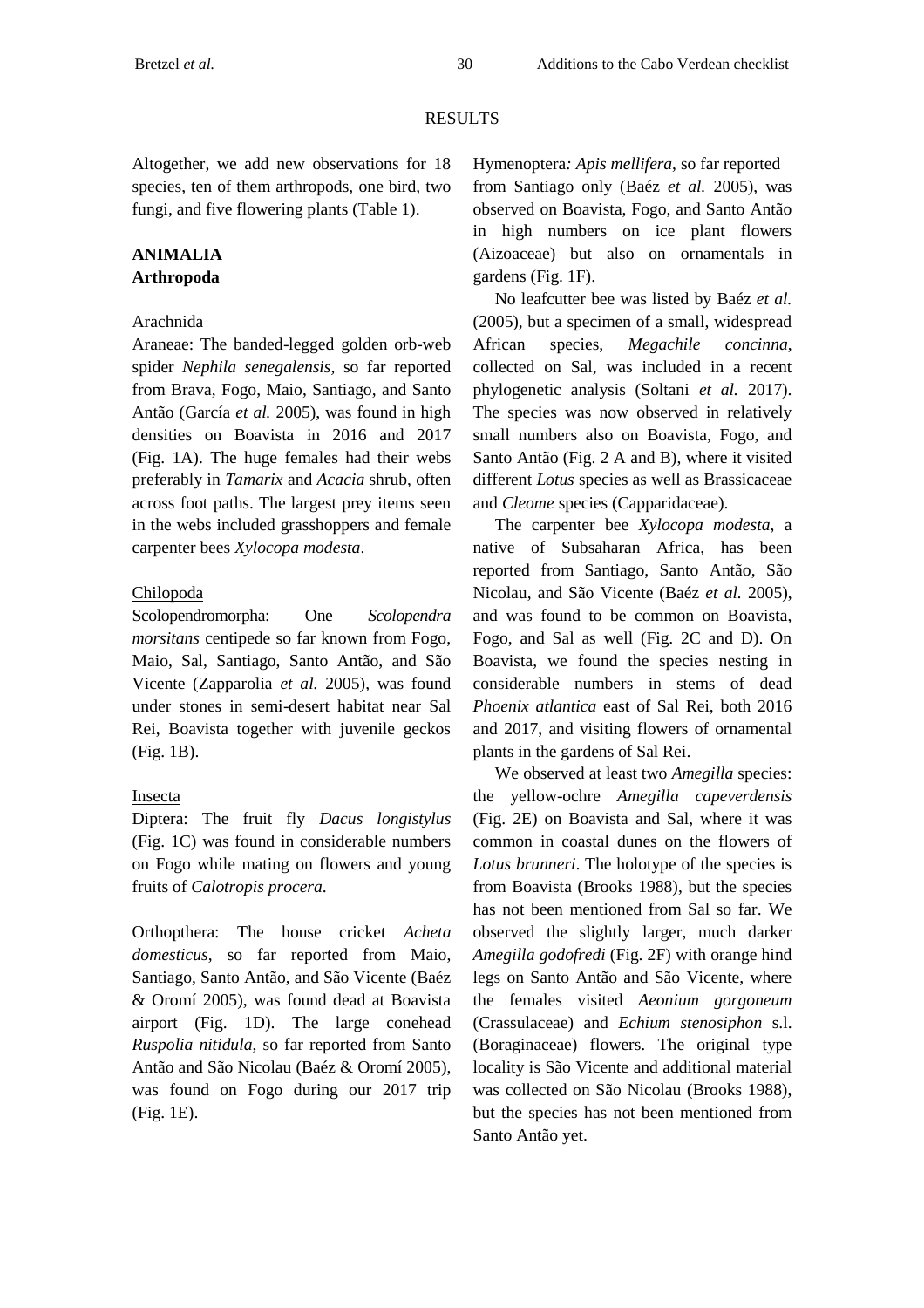## RESULTS

Altogether, we add new observations for 18 species, ten of them arthropods, one bird, two fungi, and five flowering plants (Table 1).

### ANIMALIA

### Arthropoda

Arachnida

Araneae: The banded-legged golden orb-web spider *Nephila senegalensis,* so far reported from Brava, Fogo, Maio, Santiago, and Santo Antão (García *et al.* 2005), was found in high densities on Boavista in 2016 and 2017 (Fig. 1A). The huge females had their webs preferably in *Tamarix* and *Acacia* shrub, often across foot paths. The largest prey items seen in the webs included grasshoppers and female carpenter bees *Xylocopa modesta*.

Chilopoda

Scolopendromorpha: One *Scolopendra morsitans* centipede so far known from Fogo, Maio, Sal, Santiago, Santo Antão, and São Vicente (Zapparolia *et al.* 2005), was found under stones in semi-desert habitat near Sal Rei, Boavista together with juvenile geckos (Fig. 1B).

Insecta

Diptera: The fruit fly *Dacus longistylus* (Fig. 1C) was found in considerable numbers on Fogo while mating on flowers and young fruits of *Calotropis procera*.

Orthopthera: The house cricket *Acheta domesticus*, so far reported from Maio, Santiago, Santo Antão, and São Vicente (Baéz & Oromí 2005), was found dead at Boavista airport (Fig. 1D). The large conehead *Ruspolia nitidula*, so far reported from Santo Antão and São Nicolau (Baéz & Oromí 2005), was found on Fogo during our 2017 trip (Fig. 1E).

Hymenoptera*:* *Apis mellifera*, so far reported from Santiago only (Baéz *et al.* 2005), was observed on Boavista, Fogo, and Santo Antão in high numbers on ice plant flowers (Aizoaceae) but also on ornamentals in gardens (Fig. 1F).

No leafcutter bee was listed by Baéz *et al.* (2005), but a specimen of a small, widespread African species, *Megachile concinna*, collected on Sal, was included in a recent phylogenetic analysis (Soltani *et al.* 2017). The species was now observed in relatively small numbers also on Boavista, Fogo, and Santo Antão (Fig. 2 A and B), where it visited different *Lotus* species as well as Brassicaceae and *Cleome* species (Capparidaceae).

The carpenter bee *Xylocopa modesta*, a native of Subsaharan Africa, has been reported from Santiago, Santo Antão, São Nicolau, and São Vicente (Baéz *et al.* 2005), and was found to be common on Boavista, Fogo, and Sal as well (Fig. 2C and D). On Boavista, we found the species nesting in considerable numbers in stems of dead *Phoenix atlantica* east of Sal Rei, both 2016 and 2017, and visiting flowers of ornamental plants in the gardens of Sal Rei.

We observed at least two *Amegilla* species: the yellow-ochre *Amegilla capeverdensis* (Fig. 2E) on Boavista and Sal, where it was common in coastal dunes on the flowers of *Lotus brunneri*. The holotype of the species is from Boavista (Brooks 1988), but the species has not been mentioned from Sal so far. We observed the slightly larger, much darker *Amegilla godofredi* (Fig. 2F) with orange hind legs on Santo Antão and São Vicente, where the females visited *Aeonium gorgoneum* (Crassulaceae) and *Echium stenosiphon* s.l. (Boraginaceae) flowers. The original type locality is São Vicente and additional material was collected on São Nicolau (Brooks 1988), but the species has not been mentioned from Santo Antão yet.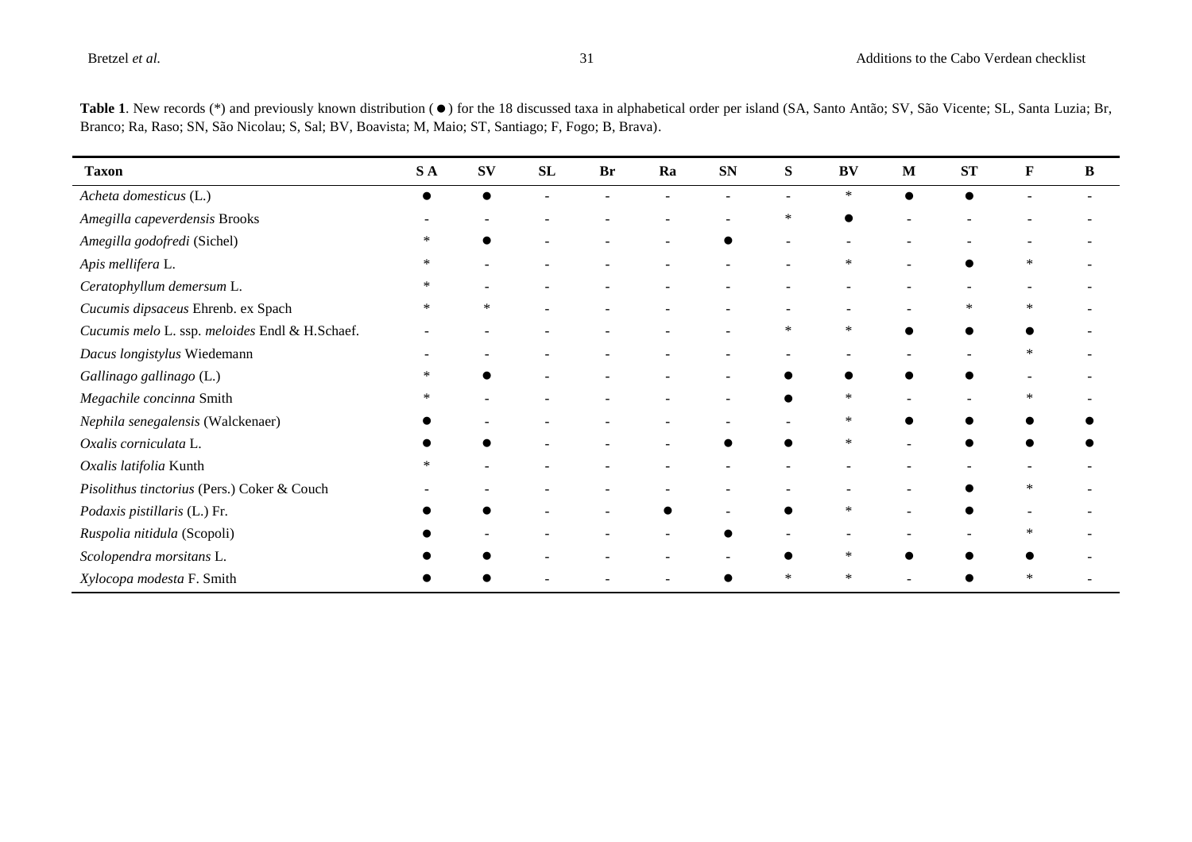**Table 1**. New records (*) and previously known distribution (●) for the 18 discussed taxa in alphabetical order per island (SA, Santo Antão; SV, São Vicente; SL, Santa Luzia; Br, Branco; Ra, Raso; SN, São Nicolau; S, Sal; BV, Boavista; M, Maio; ST, Santiago; F, Fogo; B, Brava).

| Taxon | SA | SV | SL | Br | Ra | SN | S | BV | M | ST | F | B |
|---|---|---|---|---|---|---|---|---|---|---|---|---|
| *Acheta domesticus* (L.) | ● | ● | - | - | - | - | - | * | ● | ● | - | - |
| *Amegilla capeverdensis* Brooks | - | - | - | - | - | - | * | ● | - | - | - | - |
| *Amegilla godofredi* (Sichel) | * | ● | - | - | - | ● | - | - | - | - | - | - |
| *Apis mellifera* L. | * | - | - | - | - | - | - | * | - | ● | * | - |
| *Ceratophyllum demersum* L. | * | - | - | - | - | - | - | - | - | - | - | - |
| *Cucumis dipsaceus* Ehrenb. ex Spach | * | * | - | - | - | - | - | - | - | * | * | - |
| *Cucumis melo* L. ssp. *meloides* Endl & H.Schaef. | - | - | - | - | - | - | * | * | ● | ● | ● | - |
| *Dacus longistylus* Wiedemann | - | - | - | - | - | - | - | - | - | - | * | - |
| *Gallinago gallinago* (L.) | * | ● | - | - | - | - | ● | ● | ● | ● | - | - |
| *Megachile concinna* Smith | * | - | - | - | - | - | ● | * | - | - | * | - |
| *Nephila senegalensis* (Walckenaer) | ● | - | - | - | - | - | - | * | ● | ● | ● | ● |
| *Oxalis corniculata* L. | ● | ● | - | - | - | ● | ● | * | - | ● | ● | ● |
| *Oxalis latifolia* Kunth | * | - | - | - | - | - | - | - | - | - | - | - |
| *Pisolithus tinctorius* (Pers.) Coker & Couch | - | - | - | - | - | - | - | - | - | ● | * | - |
| *Podaxis pistillaris* (L.) Fr. | ● | ● | - | - | ● | - | ● | * | - | ● | - | - |
| *Ruspolia nitidula* (Scopoli) | ● | - | - | - | - | ● | - | - | - | - | * | - |
| *Scolopendra morsitans* L. | ● | ● | - | - | - | - | ● | * | ● | ● | ● | - |
| *Xylocopa modesta* F. Smith | ● | ● | - | - | - | ● | * | * | - | ● | * | - |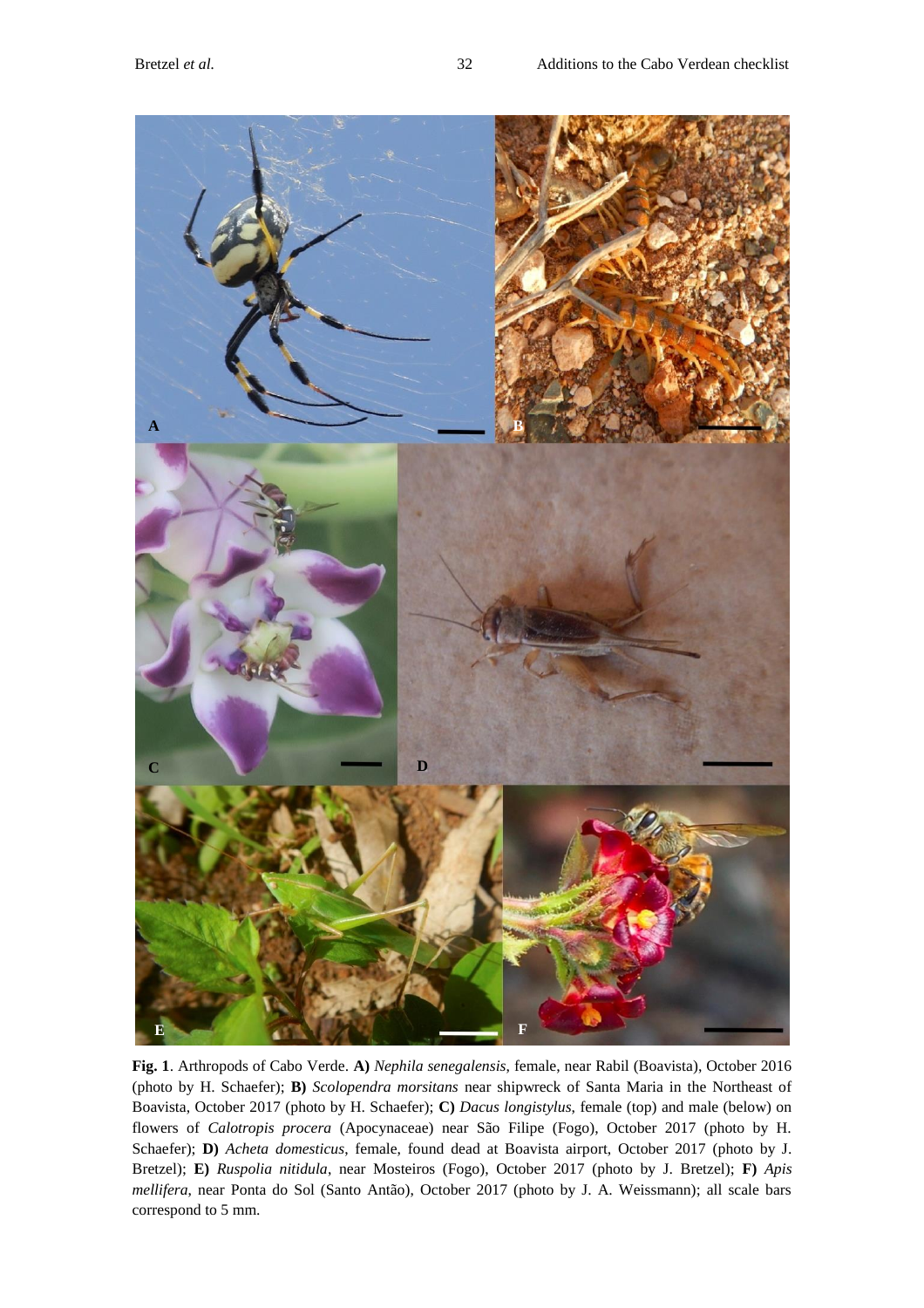**Fig. 1**. Arthropods of Cabo Verde. **A)** *Nephila senegalensis*, female, near Rabil (Boavista), October 2016 (photo by H. Schaefer); **B)** *Scolopendra morsitans* near shipwreck of Santa Maria in the Northeast of Boavista, October 2017 (photo by H. Schaefer); **C)** *Dacus longistylus*, female (top) and male (below) on flowers of *Calotropis procera* (Apocynaceae) near São Filipe (Fogo), October 2017 (photo by H. Schaefer); **D)** *Acheta domesticus*, female, found dead at Boavista airport, October 2017 (photo by J. Bretzel); **E)** *Ruspolia nitidula*, near Mosteiros (Fogo), October 2017 (photo by J. Bretzel); **F)** *Apis mellifera*, near Ponta do Sol (Santo Antão), October 2017 (photo by J. A. Weissmann); all scale bars correspond to 5 mm.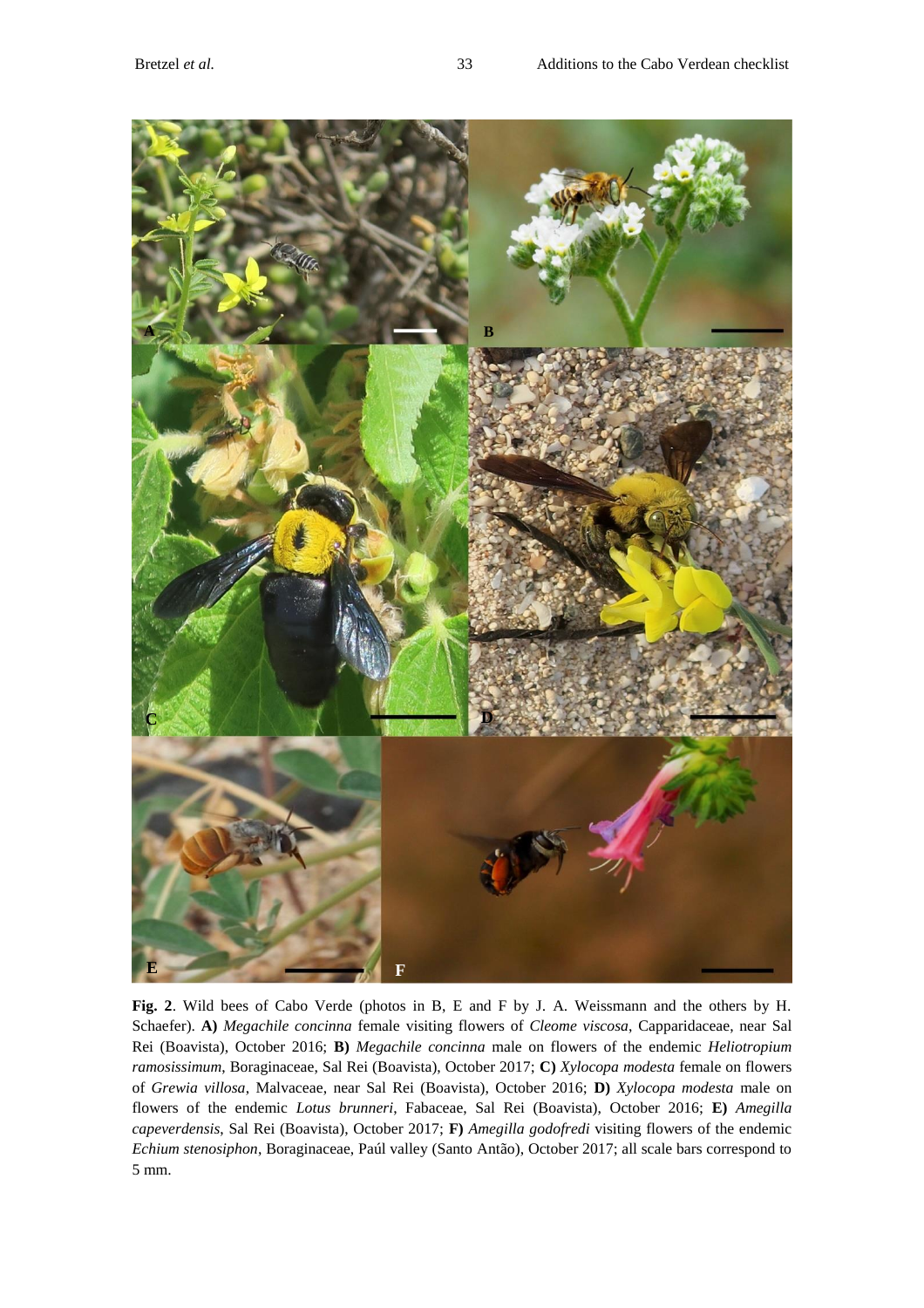**Fig. 2**. Wild bees of Cabo Verde (photos in B, E and F by J. A. Weissmann and the others by H. Schaefer). **A)** *Megachile concinna* female visiting flowers of *Cleome viscosa*, Capparidaceae, near Sal Rei (Boavista), October 2016; **B)** *Megachile concinna* male on flowers of the endemic *Heliotropium ramosissimum*, Boraginaceae, Sal Rei (Boavista), October 2017; **C)** *Xylocopa modesta* female on flowers of *Grewia villosa*, Malvaceae, near Sal Rei (Boavista), October 2016; **D)** *Xylocopa modesta* male on flowers of the endemic *Lotus brunneri*, Fabaceae, Sal Rei (Boavista), October 2016; **E)** *Amegilla capeverdensis*, Sal Rei (Boavista), October 2017; **F)** *Amegilla godofredi* visiting flowers of the endemic *Echium stenosiphon*, Boraginaceae, Paúl valley (Santo Antão), October 2017; all scale bars correspond to 5 mm.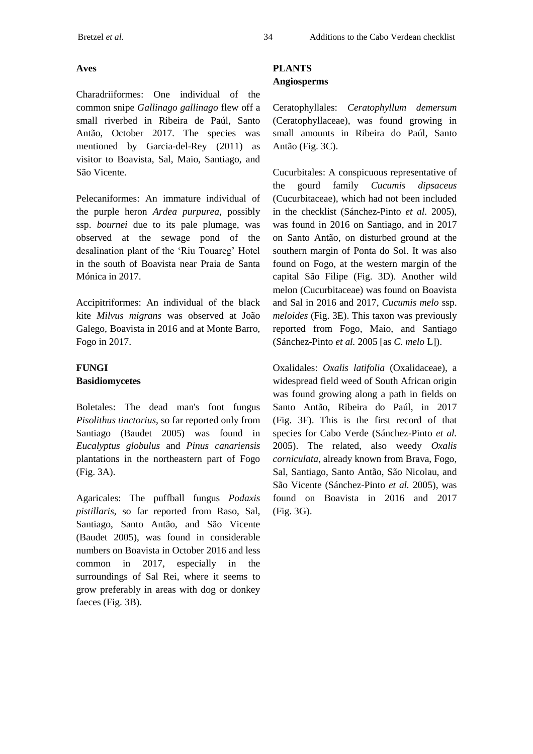### Aves

Charadriiformes: One individual of the common snipe *Gallinago gallinago* flew off a small riverbed in Ribeira de Paúl, Santo Antão, October 2017. The species was mentioned by Garcia-del-Rey (2011) as visitor to Boavista, Sal, Maio, Santiago, and São Vicente.

Pelecaniformes: An immature individual of the purple heron *Ardea purpurea*, possibly ssp. *bournei* due to its pale plumage, was observed at the sewage pond of the desalination plant of the 'Riu Touareg' Hotel in the south of Boavista near Praia de Santa Mónica in 2017.

Accipitriformes: An individual of the black kite *Milvus migrans* was observed at João Galego, Boavista in 2016 and at Monte Barro, Fogo in 2017.

## FUNGI

### Basidiomycetes

Boletales: The dead man's foot fungus *Pisolithus tinctorius*, so far reported only from Santiago (Baudet 2005) was found in *Eucalyptus globulus* and *Pinus canariensis* plantations in the northeastern part of Fogo (Fig. 3A).

Agaricales: The puffball fungus *Podaxis pistillaris*, so far reported from Raso, Sal, Santiago, Santo Antão, and São Vicente (Baudet 2005), was found in considerable numbers on Boavista in October 2016 and less common in 2017, especially in the surroundings of Sal Rei, where it seems to grow preferably in areas with dog or donkey faeces (Fig. 3B).

## PLANTS

### Angiosperms

Ceratophyllales: *Ceratophyllum demersum* (Ceratophyllaceae), was found growing in small amounts in Ribeira do Paúl, Santo Antão (Fig. 3C).

Cucurbitales: A conspicuous representative of the gourd family *Cucumis dipsaceus* (Cucurbitaceae), which had not been included in the checklist (Sánchez-Pinto *et al.* 2005), was found in 2016 on Santiago, and in 2017 on Santo Antão, on disturbed ground at the southern margin of Ponta do Sol. It was also found on Fogo, at the western margin of the capital São Filipe (Fig. 3D). Another wild melon (Cucurbitaceae) was found on Boavista and Sal in 2016 and 2017, *Cucumis melo* ssp. *meloides* (Fig. 3E). This taxon was previously reported from Fogo, Maio, and Santiago (Sánchez-Pinto *et al.* 2005 [as *C. melo* L]).

Oxalidales: *Oxalis latifolia* (Oxalidaceae), a widespread field weed of South African origin was found growing along a path in fields on Santo Antão, Ribeira do Paúl, in 2017 (Fig. 3F). This is the first record of that species for Cabo Verde (Sánchez-Pinto *et al.* 2005). The related, also weedy *Oxalis corniculata*, already known from Brava, Fogo, Sal, Santiago, Santo Antão, São Nicolau, and São Vicente (Sánchez-Pinto *et al.* 2005), was found on Boavista in 2016 and 2017 (Fig. 3G).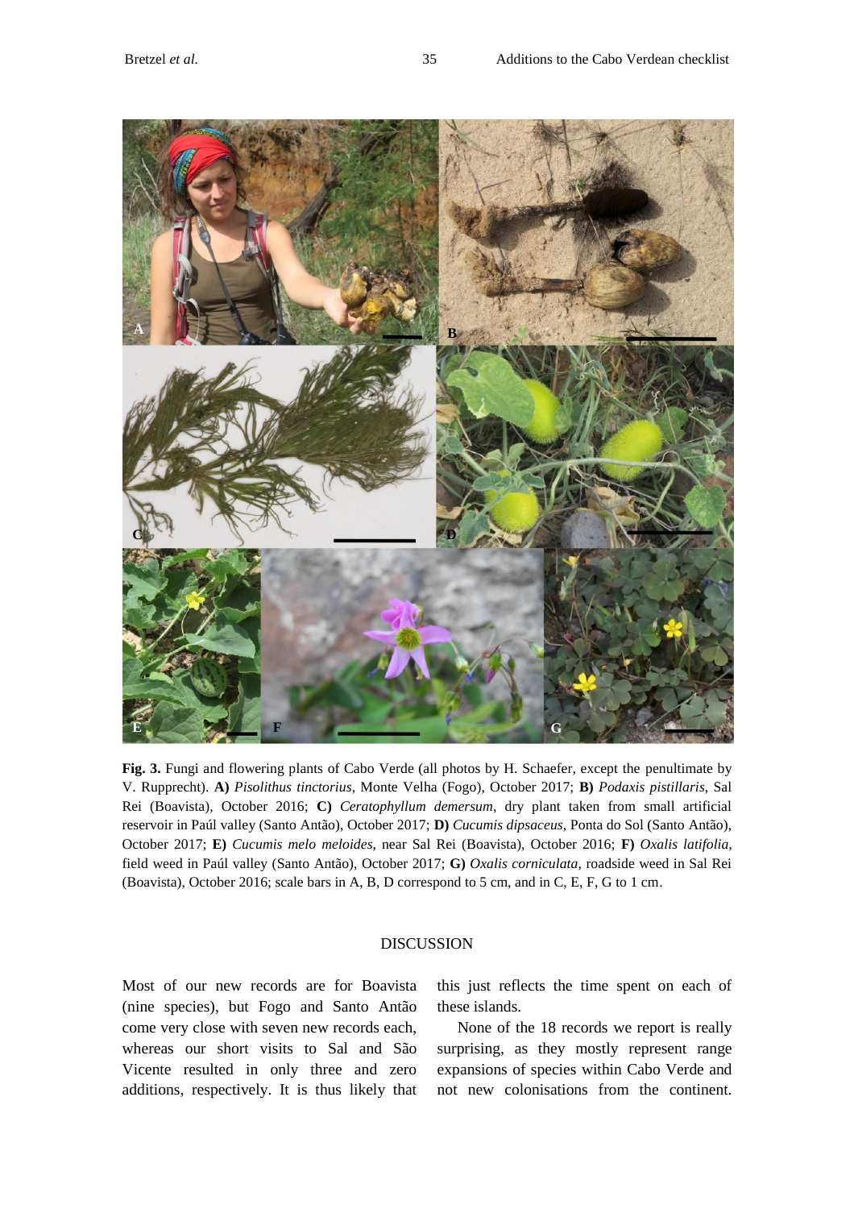**Fig. 3.** Fungi and flowering plants of Cabo Verde (all photos by H. Schaefer, except the penultimate by V. Rupprecht). **A)** *Pisolithus tinctorius*, Monte Velha (Fogo), October 2017; **B)** *Podaxis pistillaris*, Sal Rei (Boavista), October 2016; **C)** *Ceratophyllum demersum*, dry plant taken from small artificial reservoir in Paúl valley (Santo Antão), October 2017; **D)** *Cucumis dipsaceus*, Ponta do Sol (Santo Antão), October 2017; **E)** *Cucumis melo meloides*, near Sal Rei (Boavista), October 2016; **F)** *Oxalis latifolia*, field weed in Paúl valley (Santo Antão), October 2017; **G)** *Oxalis corniculata*, roadside weed in Sal Rei (Boavista), October 2016; scale bars in A, B, D correspond to 5 cm, and in C, E, F, G to 1 cm.

## DISCUSSION

Most of our new records are for Boavista (nine species), but Fogo and Santo Antão come very close with seven new records each, whereas our short visits to Sal and São Vicente resulted in only three and zero additions, respectively. It is thus likely that this just reflects the time spent on each of these islands.

None of the 18 records we report is really surprising, as they mostly represent range expansions of species within Cabo Verde and not new colonisations from the continent.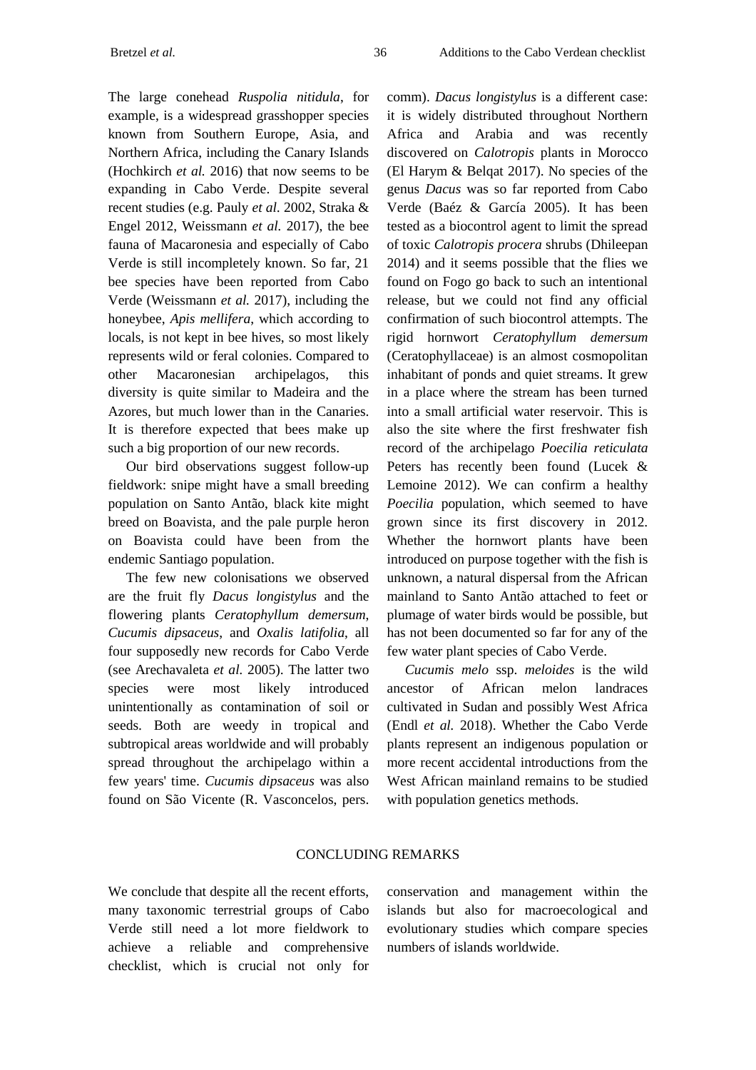The large conehead *Ruspolia nitidula*, for example, is a widespread grasshopper species known from Southern Europe, Asia, and Northern Africa, including the Canary Islands (Hochkirch *et al.* 2016) that now seems to be expanding in Cabo Verde. Despite several recent studies (e.g. Pauly *et al.* 2002, Straka & Engel 2012, Weissmann *et al.* 2017), the bee fauna of Macaronesia and especially of Cabo Verde is still incompletely known. So far, 21 bee species have been reported from Cabo Verde (Weissmann *et al.* 2017), including the honeybee, *Apis mellifera*, which according to locals, is not kept in bee hives, so most likely represents wild or feral colonies. Compared to other Macaronesian archipelagos, this diversity is quite similar to Madeira and the Azores, but much lower than in the Canaries. It is therefore expected that bees make up such a big proportion of our new records.

Our bird observations suggest follow-up fieldwork: snipe might have a small breeding population on Santo Antão, black kite might breed on Boavista, and the pale purple heron on Boavista could have been from the endemic Santiago population.

The few new colonisations we observed are the fruit fly *Dacus longistylus* and the flowering plants *Ceratophyllum demersum*, *Cucumis dipsaceus*, and *Oxalis latifolia*, all four supposedly new records for Cabo Verde (see Arechavaleta *et al.* 2005). The latter two species were most likely introduced unintentionally as contamination of soil or seeds. Both are weedy in tropical and subtropical areas worldwide and will probably spread throughout the archipelago within a few years' time. *Cucumis dipsaceus* was also found on São Vicente (R. Vasconcelos, pers. comm). *Dacus longistylus* is a different case: it is widely distributed throughout Northern Africa and Arabia and was recently discovered on *Calotropis* plants in Morocco (El Harym & Belqat 2017). No species of the genus *Dacus* was so far reported from Cabo Verde (Baéz & García 2005). It has been tested as a biocontrol agent to limit the spread of toxic *Calotropis procera* shrubs (Dhileepan 2014) and it seems possible that the flies we found on Fogo go back to such an intentional release, but we could not find any official confirmation of such biocontrol attempts. The rigid hornwort *Ceratophyllum demersum* (Ceratophyllaceae) is an almost cosmopolitan inhabitant of ponds and quiet streams. It grew in a place where the stream has been turned into a small artificial water reservoir. This is also the site where the first freshwater fish record of the archipelago *Poecilia reticulata* Peters has recently been found (Lucek & Lemoine 2012). We can confirm a healthy *Poecilia* population, which seemed to have grown since its first discovery in 2012. Whether the hornwort plants have been introduced on purpose together with the fish is unknown, a natural dispersal from the African mainland to Santo Antão attached to feet or plumage of water birds would be possible, but has not been documented so far for any of the few water plant species of Cabo Verde.

*Cucumis melo* ssp. *meloides* is the wild ancestor of African melon landraces cultivated in Sudan and possibly West Africa (Endl *et al.* 2018). Whether the Cabo Verde plants represent an indigenous population or more recent accidental introductions from the West African mainland remains to be studied with population genetics methods.

## CONCLUDING REMARKS

We conclude that despite all the recent efforts, many taxonomic terrestrial groups of Cabo Verde still need a lot more fieldwork to achieve a reliable and comprehensive checklist, which is crucial not only for conservation and management within the islands but also for macroecological and evolutionary studies which compare species numbers of islands worldwide.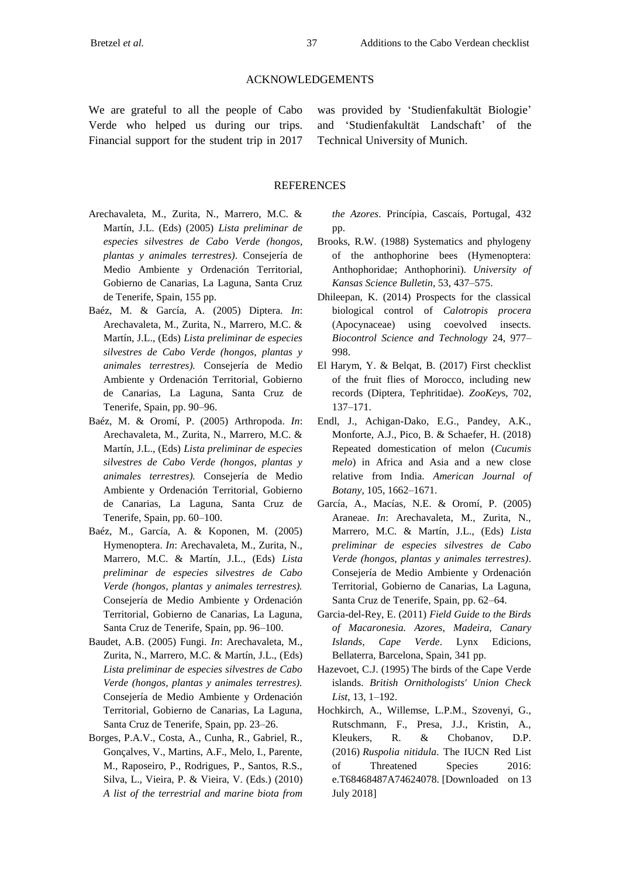## ACKNOWLEDGEMENTS

We are grateful to all the people of Cabo Verde who helped us during our trips. Financial support for the student trip in 2017 was provided by 'Studienfakultät Biologie' and 'Studienfakultät Landschaft' of the Technical University of Munich.

## REFERENCES

Arechavaleta, M., Zurita, N., Marrero, M.C. & Martín, J.L. (Eds) (2005) *Lista preliminar de especies silvestres de Cabo Verde (hongos, plantas y animales terrestres)*. Consejería de Medio Ambiente y Ordenación Territorial, Gobierno de Canarias, La Laguna, Santa Cruz de Tenerife, Spain, 155 pp.

Baéz, M. & García, A. (2005) Diptera. *In*: Arechavaleta, M., Zurita, N., Marrero, M.C. & Martín, J.L., (Eds) *Lista preliminar de especies silvestres de Cabo Verde (hongos, plantas y animales terrestres).* Consejería de Medio Ambiente y Ordenación Territorial, Gobierno de Canarias, La Laguna, Santa Cruz de Tenerife, Spain, pp. 90–96.

Baéz, M. & Oromí, P. (2005) Arthropoda. *In*: Arechavaleta, M., Zurita, N., Marrero, M.C. & Martín, J.L., (Eds) *Lista preliminar de especies silvestres de Cabo Verde (hongos, plantas y animales terrestres).* Consejería de Medio Ambiente y Ordenación Territorial, Gobierno de Canarias, La Laguna, Santa Cruz de Tenerife, Spain, pp. 60–100.

Baéz, M., García, A. & Koponen, M. (2005) Hymenoptera. *In*: Arechavaleta, M., Zurita, N., Marrero, M.C. & Martín, J.L., (Eds) *Lista preliminar de especies silvestres de Cabo Verde (hongos, plantas y animales terrestres).* Consejería de Medio Ambiente y Ordenación Territorial, Gobierno de Canarias, La Laguna, Santa Cruz de Tenerife, Spain, pp. 96–100.

Baudet, A.B. (2005) Fungi. *In*: Arechavaleta, M., Zurita, N., Marrero, M.C. & Martín, J.L., (Eds) *Lista preliminar de especies silvestres de Cabo Verde (hongos, plantas y animales terrestres).* Consejería de Medio Ambiente y Ordenación Territorial, Gobierno de Canarias, La Laguna, Santa Cruz de Tenerife, Spain, pp. 23–26.

Borges, P.A.V., Costa, A., Cunha, R., Gabriel, R., Gonçalves, V., Martins, A.F., Melo, I., Parente, M., Raposeiro, P., Rodrigues, P., Santos, R.S., Silva, L., Vieira, P. & Vieira, V. (Eds.) (2010) *A list of the terrestrial and marine biota from the Azores*. Princípia, Cascais, Portugal, 432 pp.

Brooks, R.W. (1988) Systematics and phylogeny of the anthophorine bees (Hymenoptera: Anthophoridae; Anthophorini). *University of Kansas Science Bulletin*, 53, 437–575.

Dhileepan, K. (2014) Prospects for the classical biological control of *Calotropis procera* (Apocynaceae) using coevolved insects. *Biocontrol Science and Technology* 24, 977–998.

El Harym, Y. & Belqat, B. (2017) First checklist of the fruit flies of Morocco, including new records (Diptera, Tephritidae). *ZooKey*s, 702, 137–171.

Endl, J., Achigan-Dako, E.G., Pandey, A.K., Monforte, A.J., Pico, B. & Schaefer, H. (2018) Repeated domestication of melon (*Cucumis melo*) in Africa and Asia and a new close relative from India. *American Journal of Botany*, 105, 1662–1671.

García, A., Macías, N.E. & Oromí, P. (2005) Araneae. *In*: Arechavaleta, M., Zurita, N., Marrero, M.C. & Martín, J.L., (Eds) *Lista preliminar de especies silvestres de Cabo Verde (hongos, plantas y animales terrestres)*. Consejería de Medio Ambiente y Ordenación Territorial, Gobierno de Canarias, La Laguna, Santa Cruz de Tenerife, Spain, pp. 62–64.

Garcia-del-Rey, E. (2011) *Field Guide to the Birds of Macaronesia. Azores, Madeira, Canary Islands, Cape Verde*. Lynx Edicions, Bellaterra, Barcelona, Spain, 341 pp.

Hazevoet, C.J. (1995) The birds of the Cape Verde islands. *British Ornithologists' Union Check List*, 13, 1–192.

Hochkirch, A., Willemse, L.P.M., Szovenyi, G., Rutschmann, F., Presa, J.J., Kristin, A., Kleukers, R. & Chobanov, D.P. (2016) *Ruspolia nitidula*. The IUCN Red List of Threatened Species 2016: e.T68468487A74624078. [Downloaded on 13 July 2018]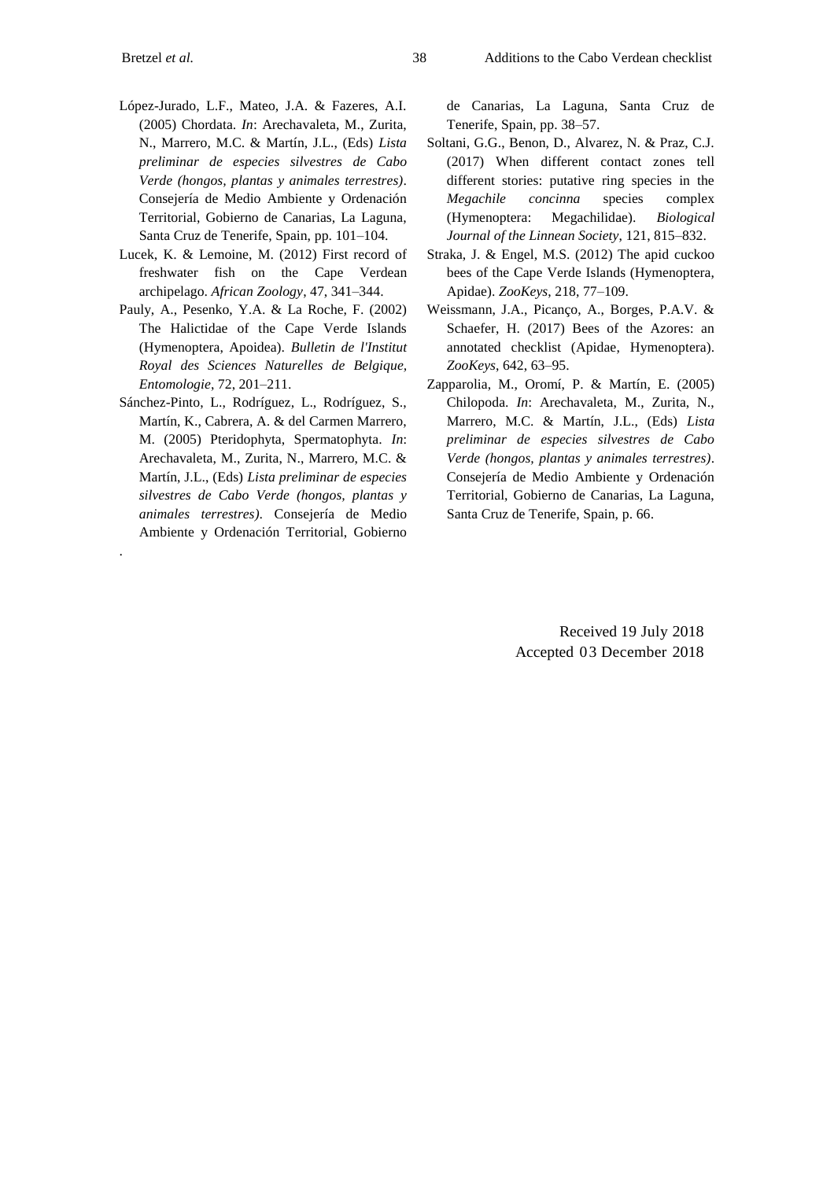López-Jurado, L.F., Mateo, J.A. & Fazeres, A.I. (2005) Chordata. *In*: Arechavaleta, M., Zurita, N., Marrero, M.C. & Martín, J.L., (Eds) *Lista preliminar de especies silvestres de Cabo Verde (hongos, plantas y animales terrestres)*. Consejería de Medio Ambiente y Ordenación Territorial, Gobierno de Canarias, La Laguna, Santa Cruz de Tenerife, Spain, pp. 101–104.

Lucek, K. & Lemoine, M. (2012) First record of freshwater fish on the Cape Verdean archipelago. *African Zoology*, 47, 341–344.

Pauly, A., Pesenko, Y.A. & La Roche, F. (2002) The Halictidae of the Cape Verde Islands (Hymenoptera, Apoidea). *Bulletin de l'Institut Royal des Sciences Naturelles de Belgique, Entomologie*, 72, 201–211.

Sánchez-Pinto, L., Rodríguez, L., Rodríguez, S., Martín, K., Cabrera, A. & del Carmen Marrero, M. (2005) Pteridophyta, Spermatophyta. *In*: Arechavaleta, M., Zurita, N., Marrero, M.C. & Martín, J.L., (Eds) *Lista preliminar de especies silvestres de Cabo Verde (hongos, plantas y animales terrestres)*. Consejería de Medio Ambiente y Ordenación Territorial, Gobierno de Canarias, La Laguna, Santa Cruz de Tenerife, Spain, pp. 38–57.

Soltani, G.G., Benon, D., Alvarez, N. & Praz, C.J. (2017) When different contact zones tell different stories: putative ring species in the *Megachile concinna* species complex (Hymenoptera: Megachilidae). *Biological Journal of the Linnean Society*, 121, 815–832.

Straka, J. & Engel, M.S. (2012) The apid cuckoo bees of the Cape Verde Islands (Hymenoptera, Apidae). *ZooKeys*, 218, 77–109.

Weissmann, J.A., Picanço, A., Borges, P.A.V. & Schaefer, H. (2017) Bees of the Azores: an annotated checklist (Apidae, Hymenoptera). *ZooKeys*, 642, 63–95.

Zapparolia, M., Oromí, P. & Martín, E. (2005) Chilopoda. *In*: Arechavaleta, M., Zurita, N., Marrero, M.C. & Martín, J.L., (Eds) *Lista preliminar de especies silvestres de Cabo Verde (hongos, plantas y animales terrestres)*. Consejería de Medio Ambiente y Ordenación Territorial, Gobierno de Canarias, La Laguna, Santa Cruz de Tenerife, Spain, p. 66.

Received 19 July 2018
Accepted 03 December 2018